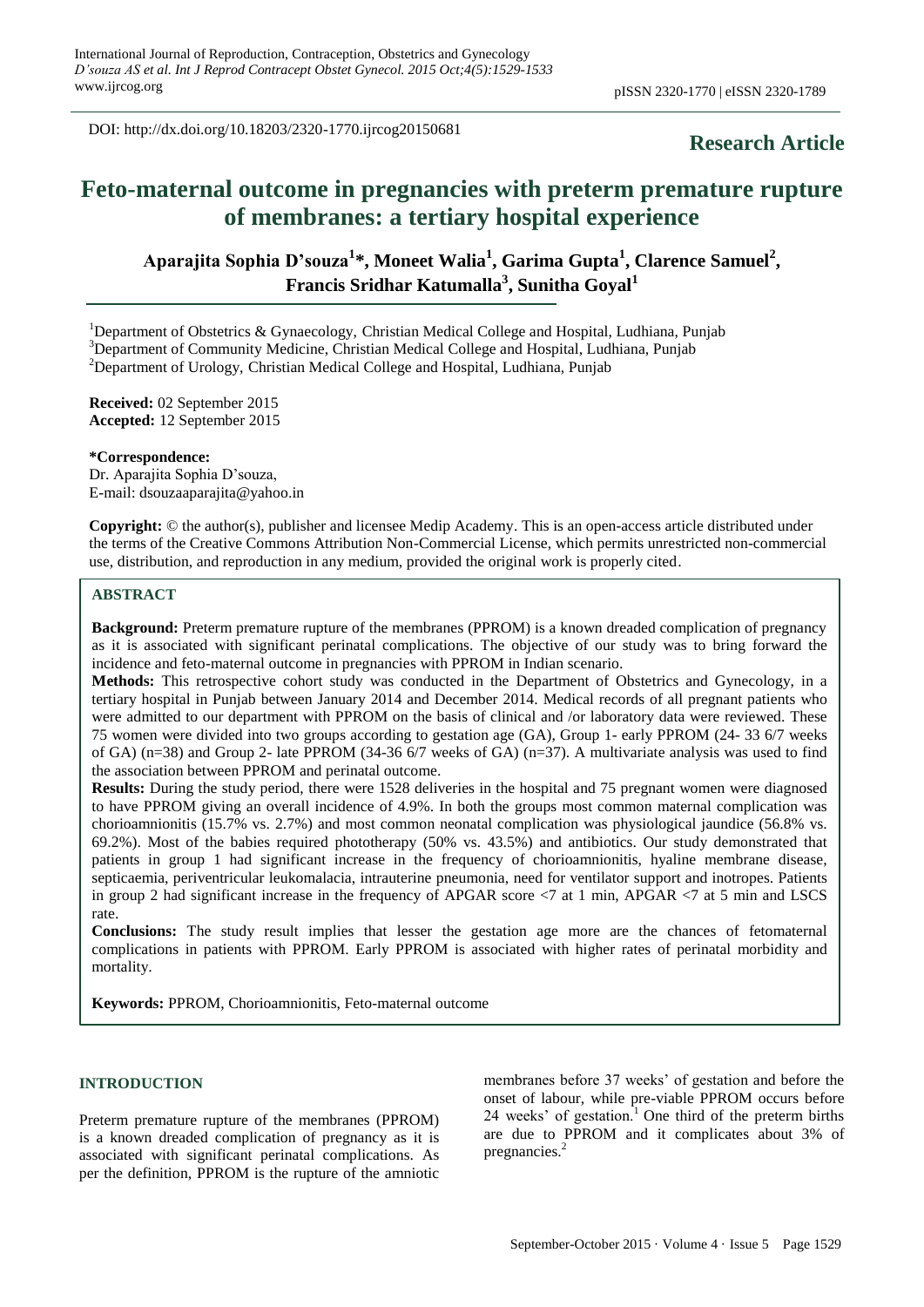DOI: http://dx.doi.org/10.18203/2320-1770.ijrcog20150681

**Research Article**

# Feto-maternal outcome in pregnancies with preterm premature rupture of membranes: a tertiary hospital experience

**Aparajita Sophia D'souza[1]*, Moneet Walia[1], Garima Gupta[1], Clarence Samuel[2], Francis Sridhar Katumalla[3], Sunitha Goyal[1]**

[1]Department of Obstetrics & Gynaecology, Christian Medical College and Hospital, Ludhiana, Punjab
[3]Department of Community Medicine, Christian Medical College and Hospital, Ludhiana, Punjab
[2]Department of Urology, Christian Medical College and Hospital, Ludhiana, Punjab

**Received:** 02 September 2015
**Accepted:** 12 September 2015

**\*Correspondence:**
Dr. Aparajita Sophia D'souza,
E-mail: dsouzaaparajita@yahoo.in

**Copyright:** © the author(s), publisher and licensee Medip Academy. This is an open-access article distributed under the terms of the Creative Commons Attribution Non-Commercial License, which permits unrestricted non-commercial use, distribution, and reproduction in any medium, provided the original work is properly cited.

## ABSTRACT

**Background:** Preterm premature rupture of the membranes (PPROM) is a known dreaded complication of pregnancy as it is associated with significant perinatal complications. The objective of our study was to bring forward the incidence and feto-maternal outcome in pregnancies with PPROM in Indian scenario.

**Methods:** This retrospective cohort study was conducted in the Department of Obstetrics and Gynecology, in a tertiary hospital in Punjab between January 2014 and December 2014. Medical records of all pregnant patients who were admitted to our department with PPROM on the basis of clinical and /or laboratory data were reviewed. These 75 women were divided into two groups according to gestation age (GA), Group 1- early PPROM (24- 33 6/7 weeks of GA) (n=38) and Group 2- late PPROM (34-36 6/7 weeks of GA) (n=37). A multivariate analysis was used to find the association between PPROM and perinatal outcome.

**Results:** During the study period, there were 1528 deliveries in the hospital and 75 pregnant women were diagnosed to have PPROM giving an overall incidence of 4.9%. In both the groups most common maternal complication was chorioamnionitis (15.7% vs. 2.7%) and most common neonatal complication was physiological jaundice (56.8% vs. 69.2%). Most of the babies required phototherapy (50% vs. 43.5%) and antibiotics. Our study demonstrated that patients in group 1 had significant increase in the frequency of chorioamnionitis, hyaline membrane disease, septicaemia, periventricular leukomalacia, intrauterine pneumonia, need for ventilator support and inotropes. Patients in group 2 had significant increase in the frequency of APGAR score <7 at 1 min, APGAR <7 at 5 min and LSCS rate.

**Conclusions:** The study result implies that lesser the gestation age more are the chances of fetomaternal complications in patients with PPROM. Early PPROM is associated with higher rates of perinatal morbidity and mortality.

**Keywords:** PPROM, Chorioamnionitis, Feto-maternal outcome

## INTRODUCTION

Preterm premature rupture of the membranes (PPROM) is a known dreaded complication of pregnancy as it is associated with significant perinatal complications. As per the definition, PPROM is the rupture of the amniotic membranes before 37 weeks' of gestation and before the onset of labour, while pre-viable PPROM occurs before 24 weeks' of gestation.[1] One third of the preterm births are due to PPROM and it complicates about 3% of pregnancies.[2]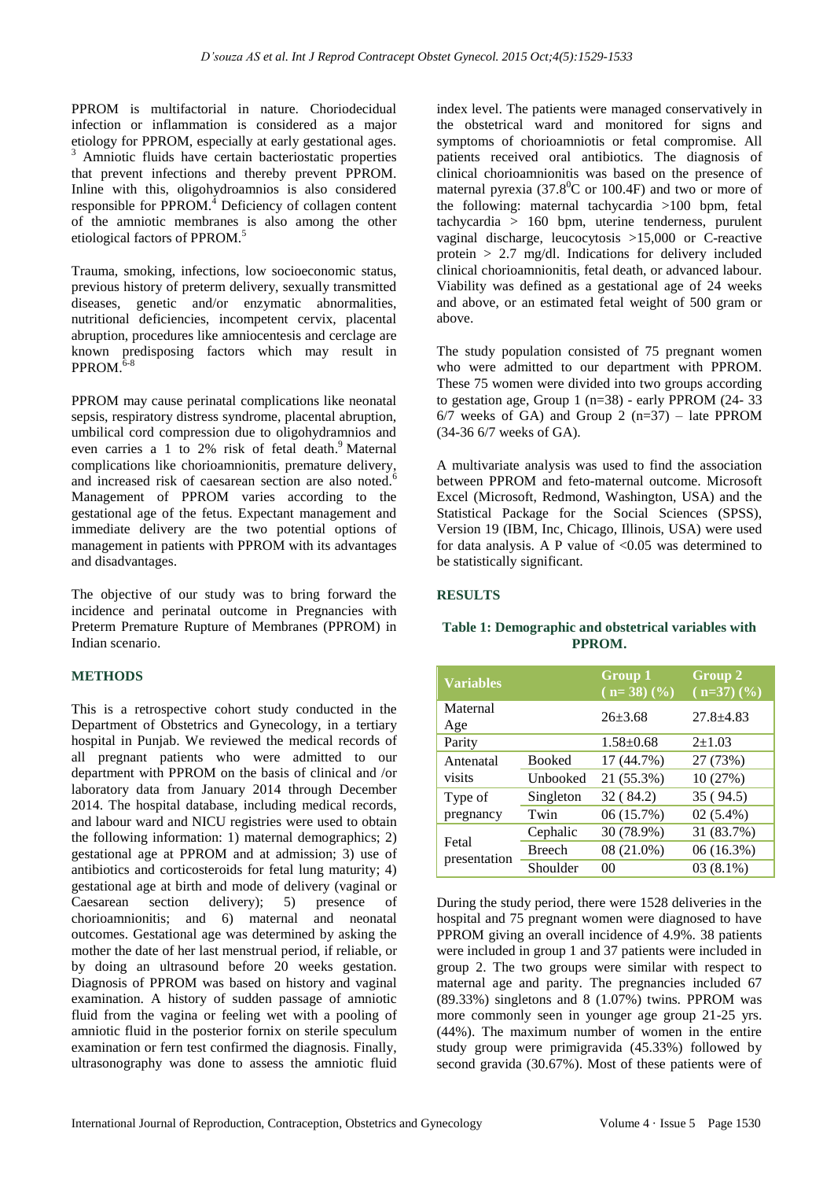PPROM is multifactorial in nature. Choriodecidual infection or inflammation is considered as a major etiology for PPROM, especially at early gestational ages.[3] Amniotic fluids have certain bacteriostatic properties that prevent infections and thereby prevent PPROM. Inline with this, oligohydroamnios is also considered responsible for PPROM.[4] Deficiency of collagen content of the amniotic membranes is also among the other etiological factors of PPROM.[5]

Trauma, smoking, infections, low socioeconomic status, previous history of preterm delivery, sexually transmitted diseases, genetic and/or enzymatic abnormalities, nutritional deficiencies, incompetent cervix, placental abruption, procedures like amniocentesis and cerclage are known predisposing factors which may result in PPROM.[6-8]

PPROM may cause perinatal complications like neonatal sepsis, respiratory distress syndrome, placental abruption, umbilical cord compression due to oligohydramnios and even carries a 1 to 2% risk of fetal death.[9] Maternal complications like chorioamnionitis, premature delivery, and increased risk of caesarean section are also noted.[6] Management of PPROM varies according to the gestational age of the fetus. Expectant management and immediate delivery are the two potential options of management in patients with PPROM with its advantages and disadvantages.

The objective of our study was to bring forward the incidence and perinatal outcome in Pregnancies with Preterm Premature Rupture of Membranes (PPROM) in Indian scenario.

## METHODS

This is a retrospective cohort study conducted in the Department of Obstetrics and Gynecology, in a tertiary hospital in Punjab. We reviewed the medical records of all pregnant patients who were admitted to our department with PPROM on the basis of clinical and /or laboratory data from January 2014 through December 2014. The hospital database, including medical records, and labour ward and NICU registries were used to obtain the following information: 1) maternal demographics; 2) gestational age at PPROM and at admission; 3) use of antibiotics and corticosteroids for fetal lung maturity; 4) gestational age at birth and mode of delivery (vaginal or Caesarean section delivery); 5) presence of chorioamnionitis; and 6) maternal and neonatal outcomes. Gestational age was determined by asking the mother the date of her last menstrual period, if reliable, or by doing an ultrasound before 20 weeks gestation. Diagnosis of PPROM was based on history and vaginal examination. A history of sudden passage of amniotic fluid from the vagina or feeling wet with a pooling of amniotic fluid in the posterior fornix on sterile speculum examination or fern test confirmed the diagnosis. Finally, ultrasonography was done to assess the amniotic fluid index level. The patients were managed conservatively in the obstetrical ward and monitored for signs and symptoms of chorioamniotis or fetal compromise. All patients received oral antibiotics. The diagnosis of clinical chorioamnionitis was based on the presence of maternal pyrexia ($37.8^0$C or 100.4F) and two or more of the following: maternal tachycardia >100 bpm, fetal tachycardia > 160 bpm, uterine tenderness, purulent vaginal discharge, leucocytosis >15,000 or C-reactive protein > 2.7 mg/dl. Indications for delivery included clinical chorioamnionitis, fetal death, or advanced labour. Viability was defined as a gestational age of 24 weeks and above, or an estimated fetal weight of 500 gram or above.

The study population consisted of 75 pregnant women who were admitted to our department with PPROM. These 75 women were divided into two groups according to gestation age, Group 1 (n=38) - early PPROM (24- 33 6/7 weeks of GA) and Group 2 (n=37) – late PPROM (34-36 6/7 weeks of GA).

A multivariate analysis was used to find the association between PPROM and feto-maternal outcome. Microsoft Excel (Microsoft, Redmond, Washington, USA) and the Statistical Package for the Social Sciences (SPSS), Version 19 (IBM, Inc, Chicago, Illinois, USA) were used for data analysis. A P value of <0.05 was determined to be statistically significant.

## RESULTS

**Table 1: Demographic and obstetrical variables with PPROM.**

| Variables | | Group 1 ( n= 38) (%) | Group 2 ( n=37) (%) |
|---|---|---|---|
| Maternal Age | | 26±3.68 | 27.8±4.83 |
| Parity | | 1.58±0.68 | 2±1.03 |
| Antenatal visits | Booked | 17 (44.7%) | 27 (73%) |
| | Unbooked | 21 (55.3%) | 10 (27%) |
| Type of pregnancy | Singleton | 32 ( 84.2) | 35 ( 94.5) |
| | Twin | 06 (15.7%) | 02 (5.4%) |
| Fetal presentation | Cephalic | 30 (78.9%) | 31 (83.7%) |
| | Breech | 08 (21.0%) | 06 (16.3%) |
| | Shoulder | 00 | 03 (8.1%) |

During the study period, there were 1528 deliveries in the hospital and 75 pregnant women were diagnosed to have PPROM giving an overall incidence of 4.9%. 38 patients were included in group 1 and 37 patients were included in group 2. The two groups were similar with respect to maternal age and parity. The pregnancies included 67 (89.33%) singletons and 8 (1.07%) twins. PPROM was more commonly seen in younger age group 21-25 yrs. (44%). The maximum number of women in the entire study group were primigravida (45.33%) followed by second gravida (30.67%). Most of these patients were of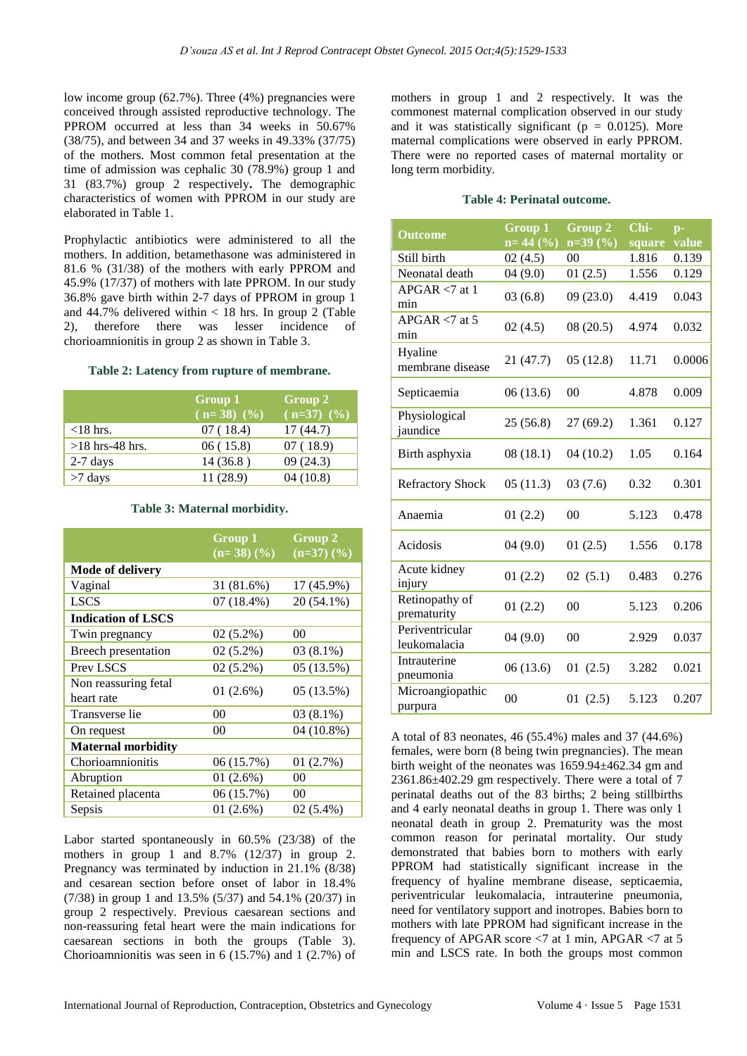low income group (62.7%). Three (4%) pregnancies were conceived through assisted reproductive technology. The PPROM occurred at less than 34 weeks in 50.67% (38/75), and between 34 and 37 weeks in 49.33% (37/75) of the mothers. Most common fetal presentation at the time of admission was cephalic 30 (78.9%) group 1 and 31 (83.7%) group 2 respectively**.** The demographic characteristics of women with PPROM in our study are elaborated in Table 1.

Prophylactic antibiotics were administered to all the mothers. In addition, betamethasone was administered in 81.6 % (31/38) of the mothers with early PPROM and 45.9% (17/37) of mothers with late PPROM. In our study 36.8% gave birth within 2-7 days of PPROM in group 1 and 44.7% delivered within < 18 hrs. In group 2 (Table 2), therefore there was lesser incidence of chorioamnionitis in group 2 as shown in Table 3.

**Table 2: Latency from rupture of membrane.**

| | Group 1 ( n= 38) (%) | Group 2 ( n=37) (%) |
|---|---|---|
| <18 hrs. | 07 ( 18.4) | 17 (44.7) |
| >18 hrs-48 hrs. | 06 ( 15.8) | 07 ( 18.9) |
| 2-7 days | 14 (36.8 ) | 09 (24.3) |
| >7 days | 11 (28.9) | 04 (10.8) |

**Table 3: Maternal morbidity.**

| | Group 1 (n= 38) (%) | Group 2 (n=37) (%) |
|---|---|---|
| **Mode of delivery** | | |
| Vaginal | 31 (81.6%) | 17 (45.9%) |
| LSCS | 07 (18.4%) | 20 (54.1%) |
| **Indication of LSCS** | | |
| Twin pregnancy | 02 (5.2%) | 00 |
| Breech presentation | 02 (5.2%) | 03 (8.1%) |
| Prev LSCS | 02 (5.2%) | 05 (13.5%) |
| Non reassuring fetal heart rate | 01 (2.6%) | 05 (13.5%) |
| Transverse lie | 00 | 03 (8.1%) |
| On request | 00 | 04 (10.8%) |
| **Maternal morbidity** | | |
| Chorioamnionitis | 06 (15.7%) | 01 (2.7%) |
| Abruption | 01 (2.6%) | 00 |
| Retained placenta | 06 (15.7%) | 00 |
| Sepsis | 01 (2.6%) | 02 (5.4%) |

Labor started spontaneously in 60.5% (23/38) of the mothers in group 1 and 8.7% (12/37) in group 2. Pregnancy was terminated by induction in 21.1% (8/38) and cesarean section before onset of labor in 18.4% (7/38) in group 1 and 13.5% (5/37) and 54.1% (20/37) in group 2 respectively. Previous caesarean sections and non-reassuring fetal heart were the main indications for caesarean sections in both the groups (Table 3). Chorioamnionitis was seen in 6 (15.7%) and 1 (2.7%) of mothers in group 1 and 2 respectively. It was the commonest maternal complication observed in our study and it was statistically significant (p = 0.0125). More maternal complications were observed in early PPROM. There were no reported cases of maternal mortality or long term morbidity.

**Table 4: Perinatal outcome.**

| Outcome | Group 1 n= 44 (%) | Group 2 n=39 (%) | Chi-square | p-value |
|---|---|---|---|---|
| Still birth | 02 (4.5) | 00 | 1.816 | 0.139 |
| Neonatal death | 04 (9.0) | 01 (2.5) | 1.556 | 0.129 |
| APGAR <7 at 1 min | 03 (6.8) | 09 (23.0) | 4.419 | 0.043 |
| APGAR <7 at 5 min | 02 (4.5) | 08 (20.5) | 4.974 | 0.032 |
| Hyaline membrane disease | 21 (47.7) | 05 (12.8) | 11.71 | 0.0006 |
| Septicaemia | 06 (13.6) | 00 | 4.878 | 0.009 |
| Physiological jaundice | 25 (56.8) | 27 (69.2) | 1.361 | 0.127 |
| Birth asphyxia | 08 (18.1) | 04 (10.2) | 1.05 | 0.164 |
| Refractory Shock | 05 (11.3) | 03 (7.6) | 0.32 | 0.301 |
| Anaemia | 01 (2.2) | 00 | 5.123 | 0.478 |
| Acidosis | 04 (9.0) | 01 (2.5) | 1.556 | 0.178 |
| Acute kidney injury | 01 (2.2) | 02 (5.1) | 0.483 | 0.276 |
| Retinopathy of prematurity | 01 (2.2) | 00 | 5.123 | 0.206 |
| Periventricular leukomalacia | 04 (9.0) | 00 | 2.929 | 0.037 |
| Intrauterine pneumonia | 06 (13.6) | 01 (2.5) | 3.282 | 0.021 |
| Microangiopathic purpura | 00 | 01 (2.5) | 5.123 | 0.207 |

A total of 83 neonates, 46 (55.4%) males and 37 (44.6%) females, were born (8 being twin pregnancies). The mean birth weight of the neonates was 1659.94±462.34 gm and 2361.86±402.29 gm respectively. There were a total of 7 perinatal deaths out of the 83 births; 2 being stillbirths and 4 early neonatal deaths in group 1. There was only 1 neonatal death in group 2. Prematurity was the most common reason for perinatal mortality. Our study demonstrated that babies born to mothers with early PPROM had statistically significant increase in the frequency of hyaline membrane disease, septicaemia, periventricular leukomalacia, intrauterine pneumonia, need for ventilatory support and inotropes. Babies born to mothers with late PPROM had significant increase in the frequency of APGAR score <7 at 1 min, APGAR <7 at 5 min and LSCS rate. In both the groups most common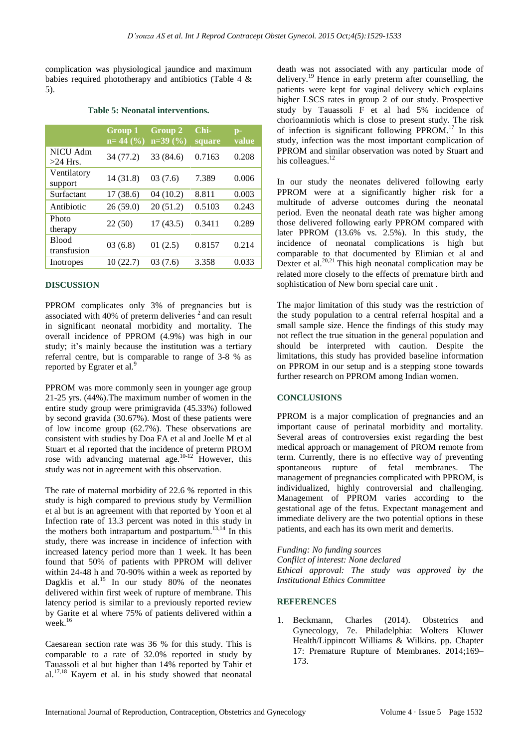complication was physiological jaundice and maximum babies required phototherapy and antibiotics (Table 4 & 5).

**Table 5: Neonatal interventions.**

| | Group 1 n= 44 (%) | Group 2 n=39 (%) | Chi-square | p-value |
|---|---|---|---|---|
| NICU Adm >24 Hrs. | 34 (77.2) | 33 (84.6) | 0.7163 | 0.208 |
| Ventilatory support | 14 (31.8) | 03 (7.6) | 7.389 | 0.006 |
| Surfactant | 17 (38.6) | 04 (10.2) | 8.811 | 0.003 |
| Antibiotic | 26 (59.0) | 20 (51.2) | 0.5103 | 0.243 |
| Photo therapy | 22 (50) | 17 (43.5) | 0.3411 | 0.289 |
| Blood transfusion | 03 (6.8) | 01 (2.5) | 0.8157 | 0.214 |
| Inotropes | 10 (22.7) | 03 (7.6) | 3.358 | 0.033 |

## DISCUSSION

PPROM complicates only 3% of pregnancies but is associated with 40% of preterm deliveries [2] and can result in significant neonatal morbidity and mortality. The overall incidence of PPROM (4.9%) was high in our study; it's mainly because the institution was a tertiary referral centre, but is comparable to range of 3-8 % as reported by Egrater et al.[9]

PPROM was more commonly seen in younger age group 21-25 yrs. (44%).The maximum number of women in the entire study group were primigravida (45.33%) followed by second gravida (30.67%). Most of these patients were of low income group (62.7%). These observations are consistent with studies by Doa FA et al and Joelle M et al Stuart et al reported that the incidence of preterm PROM rose with advancing maternal age.[10-12] However, this study was not in agreement with this observation.

The rate of maternal morbidity of 22.6 % reported in this study is high compared to previous study by Vermillion et al but is an agreement with that reported by Yoon et al Infection rate of 13.3 percent was noted in this study in the mothers both intrapartum and postpartum.[13,14] In this study, there was increase in incidence of infection with increased latency period more than 1 week. It has been found that 50% of patients with PPROM will deliver within 24-48 h and 70-90% within a week as reported by Dagklis et al.[15] In our study 80% of the neonates delivered within first week of rupture of membrane. This latency period is similar to a previously reported review by Garite et al where 75% of patients delivered within a week.[16]

Caesarean section rate was 36 % for this study. This is comparable to a rate of 32.0% reported in study by Tauassoli et al but higher than 14% reported by Tahir et al.[17,18] Kayem et al. in his study showed that neonatal death was not associated with any particular mode of delivery.[19] Hence in early preterm after counselling, the patients were kept for vaginal delivery which explains higher LSCS rates in group 2 of our study. Prospective study by Tauassoli F et al had 5% incidence of chorioamniotis which is close to present study. The risk of infection is significant following PPROM.[17] In this study, infection was the most important complication of PPROM and similar observation was noted by Stuart and his colleagues.[12]

In our study the neonates delivered following early PPROM were at a significantly higher risk for a multitude of adverse outcomes during the neonatal period. Even the neonatal death rate was higher among those delivered following early PPROM compared with later PPROM (13.6% vs. 2.5%). In this study, the incidence of neonatal complications is high but comparable to that documented by Elimian et al and Dexter et al.[20,21] This high neonatal complication may be related more closely to the effects of premature birth and sophistication of New born special care unit .

The major limitation of this study was the restriction of the study population to a central referral hospital and a small sample size. Hence the findings of this study may not reflect the true situation in the general population and should be interpreted with caution. Despite the limitations, this study has provided baseline information on PPROM in our setup and is a stepping stone towards further research on PPROM among Indian women.

## CONCLUSIONS

PPROM is a major complication of pregnancies and an important cause of perinatal morbidity and mortality. Several areas of controversies exist regarding the best medical approach or management of PROM remote from term. Currently, there is no effective way of preventing spontaneous rupture of fetal membranes. The management of pregnancies complicated with PPROM, is individualized, highly controversial and challenging. Management of PPROM varies according to the gestational age of the fetus. Expectant management and immediate delivery are the two potential options in these patients, and each has its own merit and demerits.

*Funding: No funding sources*
*Conflict of interest: None declared*
*Ethical approval: The study was approved by the Institutional Ethics Committee*

## REFERENCES

1. Beckmann, Charles (2014). Obstetrics and Gynecology, 7e. Philadelphia: Wolters Kluwer Health/Lippincott Williams & Wilkins. pp. Chapter 17: Premature Rupture of Membranes. 2014;169–173.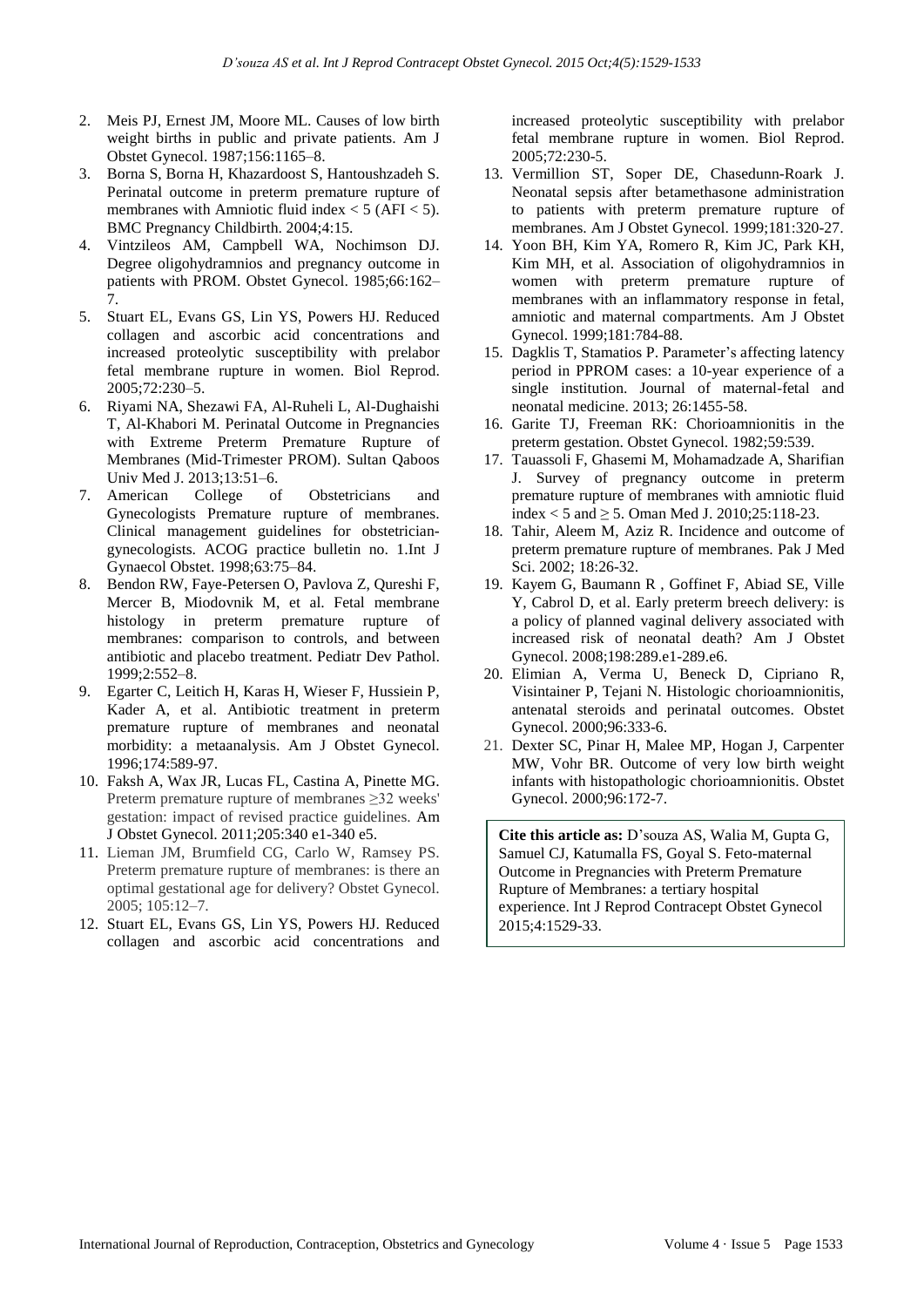2. Meis PJ, Ernest JM, Moore ML. Causes of low birth weight births in public and private patients. Am J Obstet Gynecol. 1987;156:1165–8.
3. Borna S, Borna H, Khazardoost S, Hantoushzadeh S. Perinatal outcome in preterm premature rupture of membranes with Amniotic fluid index < 5 (AFI < 5). BMC Pregnancy Childbirth. 2004;4:15.
4. Vintzileos AM, Campbell WA, Nochimson DJ. Degree oligohydramnios and pregnancy outcome in patients with PROM. Obstet Gynecol. 1985;66:162–7.
5. Stuart EL, Evans GS, Lin YS, Powers HJ. Reduced collagen and ascorbic acid concentrations and increased proteolytic susceptibility with prelabor fetal membrane rupture in women. Biol Reprod. 2005;72:230–5.
6. Riyami NA, Shezawi FA, Al-Ruheli L, Al-Dughaishi T, Al-Khabori M. Perinatal Outcome in Pregnancies with Extreme Preterm Premature Rupture of Membranes (Mid-Trimester PROM). Sultan Qaboos Univ Med J. 2013;13:51–6.
7. American College of Obstetricians and Gynecologists Premature rupture of membranes. Clinical management guidelines for obstetrician-gynecologists. ACOG practice bulletin no. 1.Int J Gynaecol Obstet. 1998;63:75–84.
8. Bendon RW, Faye-Petersen O, Pavlova Z, Qureshi F, Mercer B, Miodovnik M, et al. Fetal membrane histology in preterm premature rupture of membranes: comparison to controls, and between antibiotic and placebo treatment. Pediatr Dev Pathol. 1999;2:552–8.
9. Egarter C, Leitich H, Karas H, Wieser F, Hussiein P, Kader A, et al. Antibiotic treatment in preterm premature rupture of membranes and neonatal morbidity: a metaanalysis. Am J Obstet Gynecol. 1996;174:589-97.
10. Faksh A, Wax JR, Lucas FL, Castina A, Pinette MG. Preterm premature rupture of membranes ≥32 weeks' gestation: impact of revised practice guidelines. Am J Obstet Gynecol. 2011;205:340 e1-340 e5.
11. Lieman JM, Brumfield CG, Carlo W, Ramsey PS. Preterm premature rupture of membranes: is there an optimal gestational age for delivery? Obstet Gynecol. 2005; 105:12–7.
12. Stuart EL, Evans GS, Lin YS, Powers HJ. Reduced collagen and ascorbic acid concentrations and increased proteolytic susceptibility with prelabor fetal membrane rupture in women. Biol Reprod. 2005;72:230-5.
13. Vermillion ST, Soper DE, Chasedunn-Roark J. Neonatal sepsis after betamethasone administration to patients with preterm premature rupture of membranes. Am J Obstet Gynecol. 1999;181:320-27.
14. Yoon BH, Kim YA, Romero R, Kim JC, Park KH, Kim MH, et al. Association of oligohydramnios in women with preterm premature rupture of membranes with an inflammatory response in fetal, amniotic and maternal compartments. Am J Obstet Gynecol. 1999;181:784-88.
15. Dagklis T, Stamatios P. Parameter's affecting latency period in PPROM cases: a 10-year experience of a single institution. Journal of maternal-fetal and neonatal medicine. 2013; 26:1455-58.
16. Garite TJ, Freeman RK: Chorioamnionitis in the preterm gestation. Obstet Gynecol. 1982;59:539.
17. Tauassoli F, Ghasemi M, Mohamadzade A, Sharifian J. Survey of pregnancy outcome in preterm premature rupture of membranes with amniotic fluid index < 5 and ≥ 5. Oman Med J. 2010;25:118-23.
18. Tahir, Aleem M, Aziz R. Incidence and outcome of preterm premature rupture of membranes. Pak J Med Sci. 2002; 18:26-32.
19. Kayem G, Baumann R , Goffinet F, Abiad SE, Ville Y, Cabrol D, et al. Early preterm breech delivery: is a policy of planned vaginal delivery associated with increased risk of neonatal death? Am J Obstet Gynecol. 2008;198:289.e1-289.e6.
20. Elimian A, Verma U, Beneck D, Cipriano R, Visintainer P, Tejani N. Histologic chorioamnionitis, antenatal steroids and perinatal outcomes. Obstet Gynecol. 2000;96:333-6.
21. Dexter SC, Pinar H, Malee MP, Hogan J, Carpenter MW, Vohr BR. Outcome of very low birth weight infants with histopathologic chorioamnionitis. Obstet Gynecol. 2000;96:172-7.

**Cite this article as:** D'souza AS, Walia M, Gupta G, Samuel CJ, Katumalla FS, Goyal S. Feto-maternal Outcome in Pregnancies with Preterm Premature Rupture of Membranes: a tertiary hospital experience. Int J Reprod Contracept Obstet Gynecol 2015;4:1529-33.